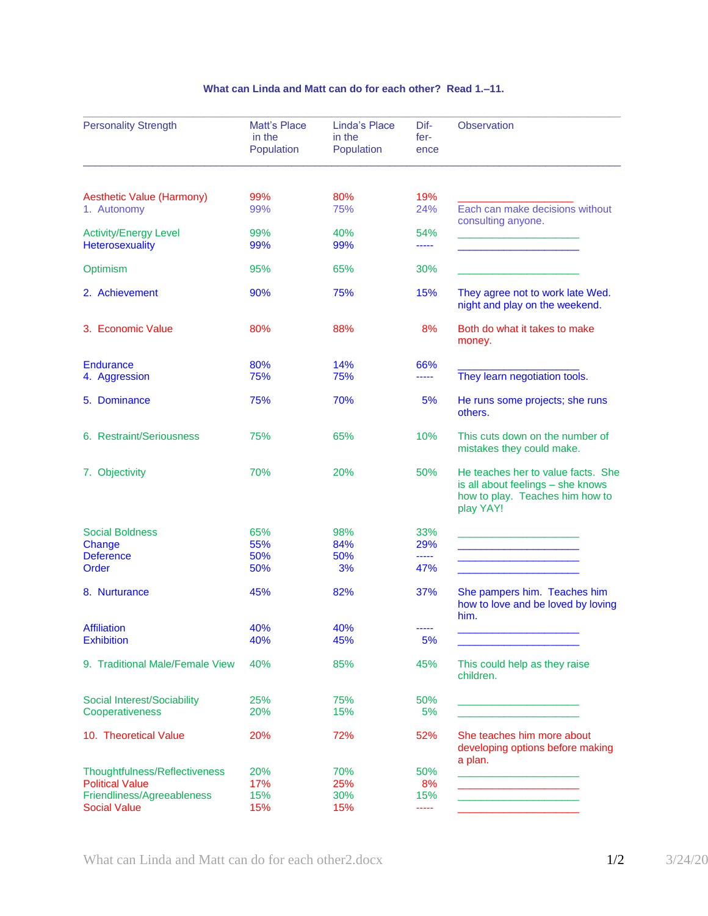### What can Linda and Matt can do for each other? Read 1.–11.

| Personality Strength | Matt's Place in the Population | Linda's Place in the Population | Dif-fer-ence | Observation |
|---|---|---|---|---|
| Aesthetic Value (Harmony) | 99% | 80% | 19% | ____________________ |
| 1. Autonomy | 99% | 75% | 24% | Each can make decisions without consulting anyone. |
| Activity/Energy Level | 99% | 40% | 54% | ____________________ |
| Heterosexuality | 99% | 99% | ----- | ____________________ |
| Optimism | 95% | 65% | 30% | ____________________ |
| 2. Achievement | 90% | 75% | 15% | They agree not to work late Wed. night and play on the weekend. |
| 3. Economic Value | 80% | 88% | 8% | Both do what it takes to make money. |
| Endurance | 80% | 14% | 66% | ____________________ |
| 4. Aggression | 75% | 75% | ----- | They learn negotiation tools. |
| 5. Dominance | 75% | 70% | 5% | He runs some projects; she runs others. |
| 6. Restraint/Seriousness | 75% | 65% | 10% | This cuts down on the number of mistakes they could make. |
| 7. Objectivity | 70% | 20% | 50% | He teaches her to value facts. She is all about feelings – she knows how to play. Teaches him how to play YAY! |
| Social Boldness | 65% | 98% | 33% | ____________________ |
| Change | 55% | 84% | 29% | ____________________ |
| Deference | 50% | 50% | ----- | ____________________ |
| Order | 50% | 3% | 47% | ____________________ |
| 8. Nurturance | 45% | 82% | 37% | She pampers him. Teaches him how to love and be loved by loving him. |
| Affiliation | 40% | 40% | ----- | ____________________ |
| Exhibition | 40% | 45% | 5% | ____________________ |
| 9. Traditional Male/Female View | 40% | 85% | 45% | This could help as they raise children. |
| Social Interest/Sociability | 25% | 75% | 50% | ____________________ |
| Cooperativeness | 20% | 15% | 5% | ____________________ |
| 10. Theoretical Value | 20% | 72% | 52% | She teaches him more about developing options before making a plan. |
| Thoughtfulness/Reflectiveness | 20% | 70% | 50% | ____________________ |
| Political Value | 17% | 25% | 8% | ____________________ |
| Friendliness/Agreeableness | 15% | 30% | 15% | ____________________ |
| Social Value | 15% | 15% | ----- | ____________________ |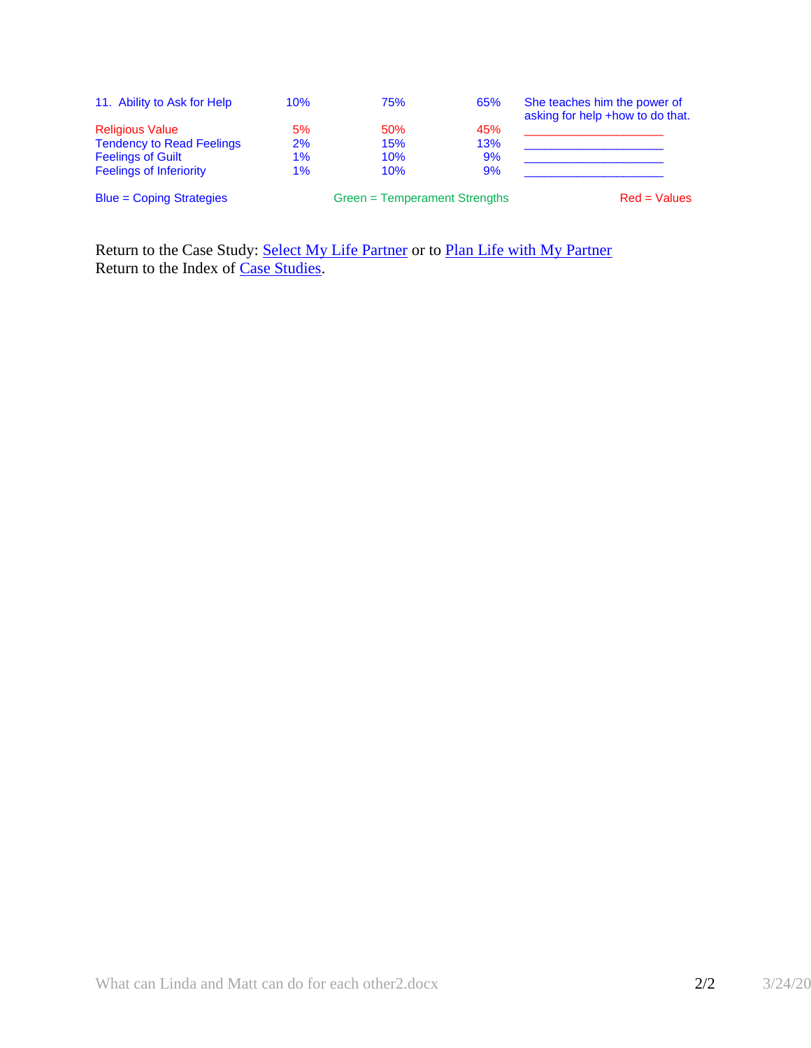| | | | | |
|---|---|---|---|---|
| 11. Ability to Ask for Help | 10% | 75% | 65% | She teaches him the power of asking for help +how to do that. |
| Religious Value | 5% | 50% | 45% | ____________________ |
| Tendency to Read Feelings | 2% | 15% | 13% | ____________________ |
| Feelings of Guilt | 1% | 10% | 9% | ____________________ |
| Feelings of Inferiority | 1% | 10% | 9% | ____________________ |

Blue = Coping Strategies Green = Temperament Strengths Red = Values

Return to the Case Study: Select My Life Partner or to Plan Life with My Partner
Return to the Index of Case Studies.